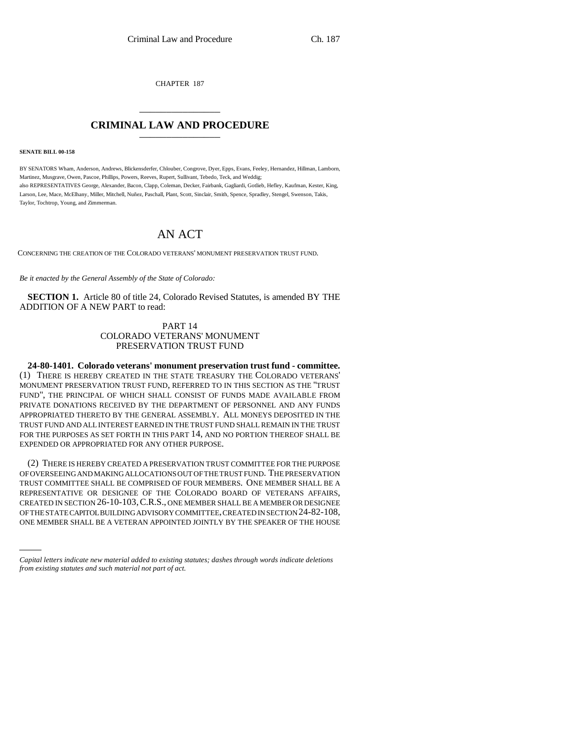CHAPTER 187

# CRIMINAL LAW AND PROCEDURE

**SENATE BILL 00-158**

BY SENATORS Wham, Anderson, Andrews, Blickensderfer, Chlouber, Congrove, Dyer, Epps, Evans, Feeley, Hernandez, Hillman, Lamborn, Martinez, Musgrave, Owen, Pascoe, Phillips, Powers, Reeves, Rupert, Sullivant, Tebedo, Teck, and Weddig;
also REPRESENTATIVES George, Alexander, Bacon, Clapp, Coleman, Decker, Fairbank, Gagliardi, Gotlieb, Hefley, Kaufman, Kester, King, Larson, Lee, Mace, McElhany, Miller, Mitchell, Nuñez, Paschall, Plant, Scott, Sinclair, Smith, Spence, Spradley, Stengel, Swenson, Takis, Taylor, Tochtrop, Young, and Zimmerman.

## AN ACT

CONCERNING THE CREATION OF THE COLORADO VETERANS' MONUMENT PRESERVATION TRUST FUND.

*Be it enacted by the General Assembly of the State of Colorado:*

**SECTION 1.** Article 80 of title 24, Colorado Revised Statutes, is amended BY THE ADDITION OF A NEW PART to read:

PART 14
COLORADO VETERANS' MONUMENT
PRESERVATION TRUST FUND

**24-80-1401. Colorado veterans' monument preservation trust fund - committee.** (1) THERE IS HEREBY CREATED IN THE STATE TREASURY THE COLORADO VETERANS' MONUMENT PRESERVATION TRUST FUND, REFERRED TO IN THIS SECTION AS THE "TRUST FUND", THE PRINCIPAL OF WHICH SHALL CONSIST OF FUNDS MADE AVAILABLE FROM PRIVATE DONATIONS RECEIVED BY THE DEPARTMENT OF PERSONNEL AND ANY FUNDS APPROPRIATED THERETO BY THE GENERAL ASSEMBLY. ALL MONEYS DEPOSITED IN THE TRUST FUND AND ALL INTEREST EARNED IN THE TRUST FUND SHALL REMAIN IN THE TRUST FOR THE PURPOSES AS SET FORTH IN THIS PART 14, AND NO PORTION THEREOF SHALL BE EXPENDED OR APPROPRIATED FOR ANY OTHER PURPOSE.

(2) THERE IS HEREBY CREATED A PRESERVATION TRUST COMMITTEE FOR THE PURPOSE OF OVERSEEING AND MAKING ALLOCATIONS OUT OF THE TRUST FUND. THE PRESERVATION TRUST COMMITTEE SHALL BE COMPRISED OF FOUR MEMBERS. ONE MEMBER SHALL BE A REPRESENTATIVE OR DESIGNEE OF THE COLORADO BOARD OF VETERANS AFFAIRS, CREATED IN SECTION 26-10-103, C.R.S., ONE MEMBER SHALL BE A MEMBER OR DESIGNEE OF THE STATE CAPITOL BUILDING ADVISORY COMMITTEE, CREATED IN SECTION 24-82-108, ONE MEMBER SHALL BE A VETERAN APPOINTED JOINTLY BY THE SPEAKER OF THE HOUSE

*Capital letters indicate new material added to existing statutes; dashes through words indicate deletions from existing statutes and such material not part of act.*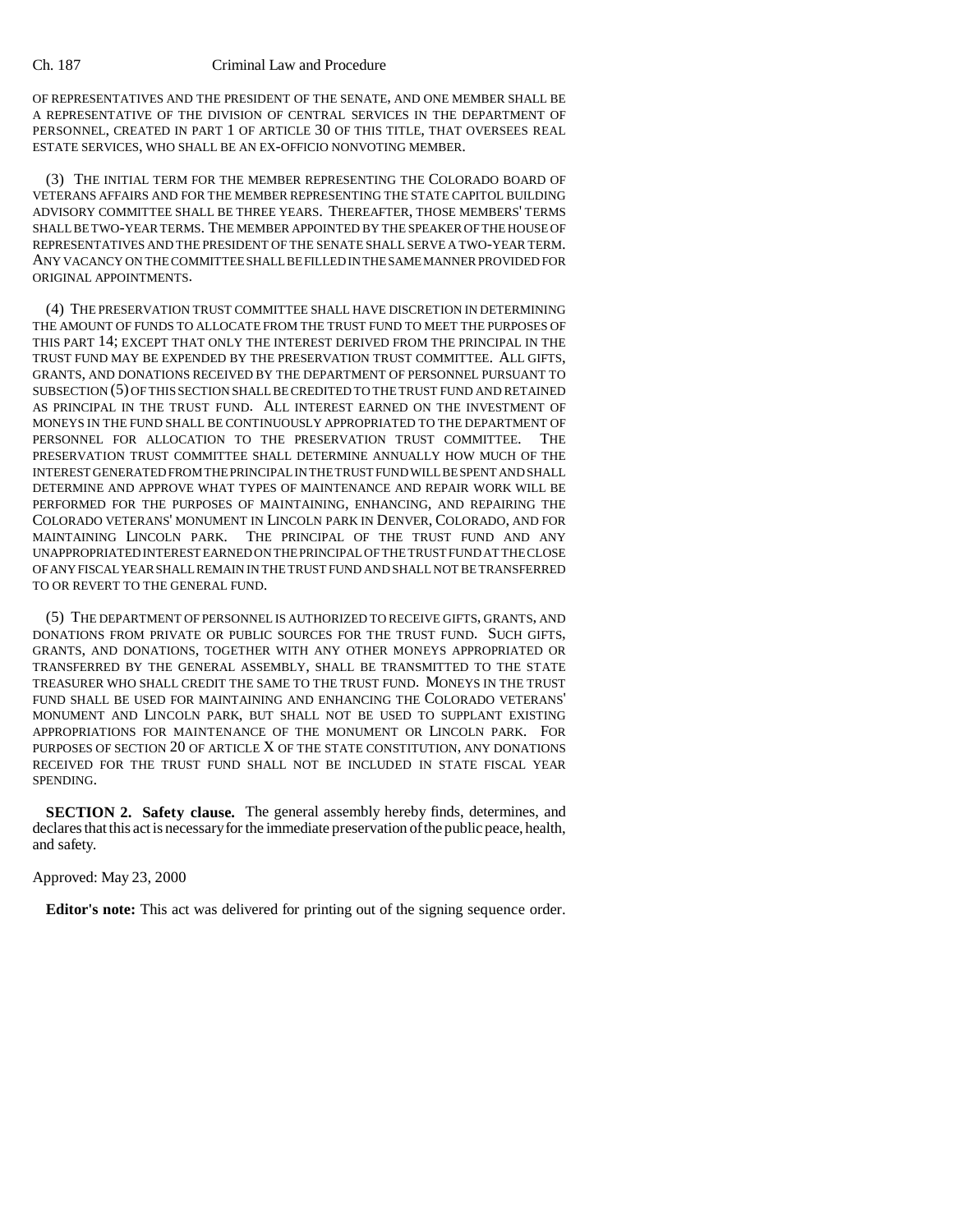OF REPRESENTATIVES AND THE PRESIDENT OF THE SENATE, AND ONE MEMBER SHALL BE A REPRESENTATIVE OF THE DIVISION OF CENTRAL SERVICES IN THE DEPARTMENT OF PERSONNEL, CREATED IN PART 1 OF ARTICLE 30 OF THIS TITLE, THAT OVERSEES REAL ESTATE SERVICES, WHO SHALL BE AN EX-OFFICIO NONVOTING MEMBER.

(3) THE INITIAL TERM FOR THE MEMBER REPRESENTING THE COLORADO BOARD OF VETERANS AFFAIRS AND FOR THE MEMBER REPRESENTING THE STATE CAPITOL BUILDING ADVISORY COMMITTEE SHALL BE THREE YEARS. THEREAFTER, THOSE MEMBERS' TERMS SHALL BE TWO-YEAR TERMS. THE MEMBER APPOINTED BY THE SPEAKER OF THE HOUSE OF REPRESENTATIVES AND THE PRESIDENT OF THE SENATE SHALL SERVE A TWO-YEAR TERM. ANY VACANCY ON THE COMMITTEE SHALL BE FILLED IN THE SAME MANNER PROVIDED FOR ORIGINAL APPOINTMENTS.

(4) THE PRESERVATION TRUST COMMITTEE SHALL HAVE DISCRETION IN DETERMINING THE AMOUNT OF FUNDS TO ALLOCATE FROM THE TRUST FUND TO MEET THE PURPOSES OF THIS PART 14; EXCEPT THAT ONLY THE INTEREST DERIVED FROM THE PRINCIPAL IN THE TRUST FUND MAY BE EXPENDED BY THE PRESERVATION TRUST COMMITTEE. ALL GIFTS, GRANTS, AND DONATIONS RECEIVED BY THE DEPARTMENT OF PERSONNEL PURSUANT TO SUBSECTION (5) OF THIS SECTION SHALL BE CREDITED TO THE TRUST FUND AND RETAINED AS PRINCIPAL IN THE TRUST FUND. ALL INTEREST EARNED ON THE INVESTMENT OF MONEYS IN THE FUND SHALL BE CONTINUOUSLY APPROPRIATED TO THE DEPARTMENT OF PERSONNEL FOR ALLOCATION TO THE PRESERVATION TRUST COMMITTEE. THE PRESERVATION TRUST COMMITTEE SHALL DETERMINE ANNUALLY HOW MUCH OF THE INTEREST GENERATED FROM THE PRINCIPAL IN THE TRUST FUND WILL BE SPENT AND SHALL DETERMINE AND APPROVE WHAT TYPES OF MAINTENANCE AND REPAIR WORK WILL BE PERFORMED FOR THE PURPOSES OF MAINTAINING, ENHANCING, AND REPAIRING THE COLORADO VETERANS' MONUMENT IN LINCOLN PARK IN DENVER, COLORADO, AND FOR MAINTAINING LINCOLN PARK. THE PRINCIPAL OF THE TRUST FUND AND ANY UNAPPROPRIATED INTEREST EARNED ON THE PRINCIPAL OF THE TRUST FUND AT THE CLOSE OF ANY FISCAL YEAR SHALL REMAIN IN THE TRUST FUND AND SHALL NOT BE TRANSFERRED TO OR REVERT TO THE GENERAL FUND.

(5) THE DEPARTMENT OF PERSONNEL IS AUTHORIZED TO RECEIVE GIFTS, GRANTS, AND DONATIONS FROM PRIVATE OR PUBLIC SOURCES FOR THE TRUST FUND. SUCH GIFTS, GRANTS, AND DONATIONS, TOGETHER WITH ANY OTHER MONEYS APPROPRIATED OR TRANSFERRED BY THE GENERAL ASSEMBLY, SHALL BE TRANSMITTED TO THE STATE TREASURER WHO SHALL CREDIT THE SAME TO THE TRUST FUND. MONEYS IN THE TRUST FUND SHALL BE USED FOR MAINTAINING AND ENHANCING THE COLORADO VETERANS' MONUMENT AND LINCOLN PARK, BUT SHALL NOT BE USED TO SUPPLANT EXISTING APPROPRIATIONS FOR MAINTENANCE OF THE MONUMENT OR LINCOLN PARK. FOR PURPOSES OF SECTION 20 OF ARTICLE X OF THE STATE CONSTITUTION, ANY DONATIONS RECEIVED FOR THE TRUST FUND SHALL NOT BE INCLUDED IN STATE FISCAL YEAR SPENDING.

**SECTION 2. Safety clause.** The general assembly hereby finds, determines, and declares that this act is necessary for the immediate preservation of the public peace, health, and safety.

Approved: May 23, 2000

**Editor's note:** This act was delivered for printing out of the signing sequence order.